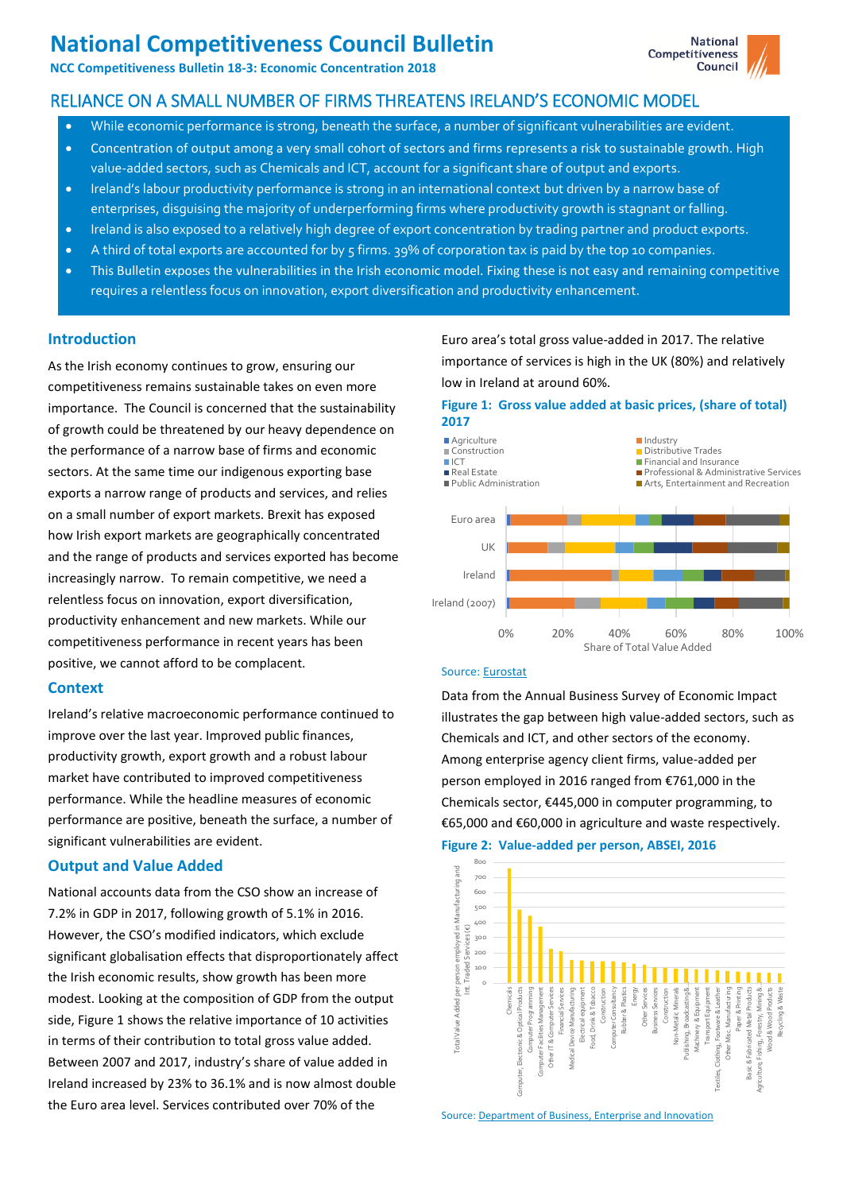# National Competitiveness Council Bulletin

**NCC Competitiveness Bulletin 18-3: Economic Concentration 2018**

## RELIANCE ON A SMALL NUMBER OF FIRMS THREATENS IRELAND'S ECONOMIC MODEL

- While economic performance is strong, beneath the surface, a number of significant vulnerabilities are evident.
- Concentration of output among a very small cohort of sectors and firms represents a risk to sustainable growth. High value-added sectors, such as Chemicals and ICT, account for a significant share of output and exports.
- Ireland's labour productivity performance is strong in an international context but driven by a narrow base of enterprises, disguising the majority of underperforming firms where productivity growth is stagnant or falling.
- Ireland is also exposed to a relatively high degree of export concentration by trading partner and product exports.
- A third of total exports are accounted for by 5 firms. 39% of corporation tax is paid by the top 10 companies.
- This Bulletin exposes the vulnerabilities in the Irish economic model. Fixing these is not easy and remaining competitive requires a relentless focus on innovation, export diversification and productivity enhancement.

### Introduction

As the Irish economy continues to grow, ensuring our competitiveness remains sustainable takes on even more importance. The Council is concerned that the sustainability of growth could be threatened by our heavy dependence on the performance of a narrow base of firms and economic sectors. At the same time our indigenous exporting base exports a narrow range of products and services, and relies on a small number of export markets. Brexit has exposed how Irish export markets are geographically concentrated and the range of products and services exported has become increasingly narrow. To remain competitive, we need a relentless focus on innovation, export diversification, productivity enhancement and new markets. While our competitiveness performance in recent years has been positive, we cannot afford to be complacent.

### Context

Ireland's relative macroeconomic performance continued to improve over the last year. Improved public finances, productivity growth, export growth and a robust labour market have contributed to improved competitiveness performance. While the headline measures of economic performance are positive, beneath the surface, a number of significant vulnerabilities are evident.

### Output and Value Added

National accounts data from the CSO show an increase of 7.2% in GDP in 2017, following growth of 5.1% in 2016. However, the CSO's modified indicators, which exclude significant globalisation effects that disproportionately affect the Irish economic results, show growth has been more modest. Looking at the composition of GDP from the output side, Figure 1 shows the relative importance of 10 activities in terms of their contribution to total gross value added. Between 2007 and 2017, industry's share of value added in Ireland increased by 23% to 36.1% and is now almost double the Euro area level. Services contributed over 70% of the Euro area's total gross value-added in 2017. The relative importance of services is high in the UK (80%) and relatively low in Ireland at around 60%.

**Figure 1: Gross value added at basic prices, (share of total) 2017**

Source: Eurostat

Data from the Annual Business Survey of Economic Impact illustrates the gap between high value-added sectors, such as Chemicals and ICT, and other sectors of the economy. Among enterprise agency client firms, value-added per person employed in 2016 ranged from €761,000 in the Chemicals sector, €445,000 in computer programming, to €65,000 and €60,000 in agriculture and waste respectively.

**Figure 2: Value-added per person, ABSEI, 2016**

Source: Department of Business, Enterprise and Innovation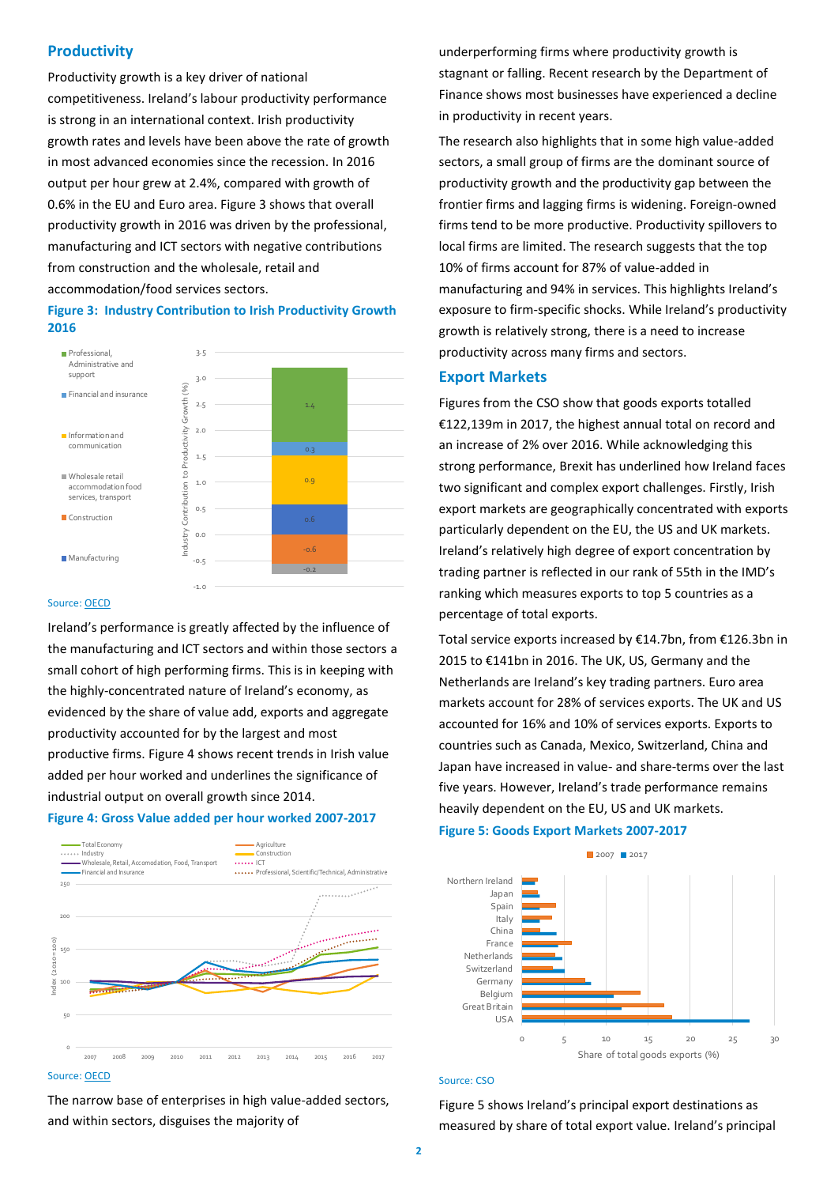## Productivity

Productivity growth is a key driver of national competitiveness. Ireland's labour productivity performance is strong in an international context. Irish productivity growth rates and levels have been above the rate of growth in most advanced economies since the recession. In 2016 output per hour grew at 2.4%, compared with growth of 0.6% in the EU and Euro area. Figure 3 shows that overall productivity growth in 2016 was driven by the professional, manufacturing and ICT sectors with negative contributions from construction and the wholesale, retail and accommodation/food services sectors.

**Figure 3: Industry Contribution to Irish Productivity Growth 2016**

Source: OECD

Ireland's performance is greatly affected by the influence of the manufacturing and ICT sectors and within those sectors a small cohort of high performing firms. This is in keeping with the highly-concentrated nature of Ireland's economy, as evidenced by the share of value add, exports and aggregate productivity accounted for by the largest and most productive firms. Figure 4 shows recent trends in Irish value added per hour worked and underlines the significance of industrial output on overall growth since 2014.

**Figure 4: Gross Value added per hour worked 2007-2017**

Source: OECD

The narrow base of enterprises in high value-added sectors, and within sectors, disguises the majority of underperforming firms where productivity growth is stagnant or falling. Recent research by the Department of Finance shows most businesses have experienced a decline in productivity in recent years.

The research also highlights that in some high value-added sectors, a small group of firms are the dominant source of productivity growth and the productivity gap between the frontier firms and lagging firms is widening. Foreign-owned firms tend to be more productive. Productivity spillovers to local firms are limited. The research suggests that the top 10% of firms account for 87% of value-added in manufacturing and 94% in services. This highlights Ireland's exposure to firm-specific shocks. While Ireland's productivity growth is relatively strong, there is a need to increase productivity across many firms and sectors.

## Export Markets

Figures from the CSO show that goods exports totalled €122,139m in 2017, the highest annual total on record and an increase of 2% over 2016. While acknowledging this strong performance, Brexit has underlined how Ireland faces two significant and complex export challenges. Firstly, Irish export markets are geographically concentrated with exports particularly dependent on the EU, the US and UK markets. Ireland's relatively high degree of export concentration by trading partner is reflected in our rank of 55th in the IMD's ranking which measures exports to top 5 countries as a percentage of total exports.

Total service exports increased by €14.7bn, from €126.3bn in 2015 to €141bn in 2016. The UK, US, Germany and the Netherlands are Ireland's key trading partners. Euro area markets account for 28% of services exports. The UK and US accounted for 16% and 10% of services exports. Exports to countries such as Canada, Mexico, Switzerland, China and Japan have increased in value- and share-terms over the last five years. However, Ireland's trade performance remains heavily dependent on the EU, US and UK markets.

**Figure 5: Goods Export Markets 2007-2017**

Source: CSO

Figure 5 shows Ireland's principal export destinations as measured by share of total export value. Ireland's principal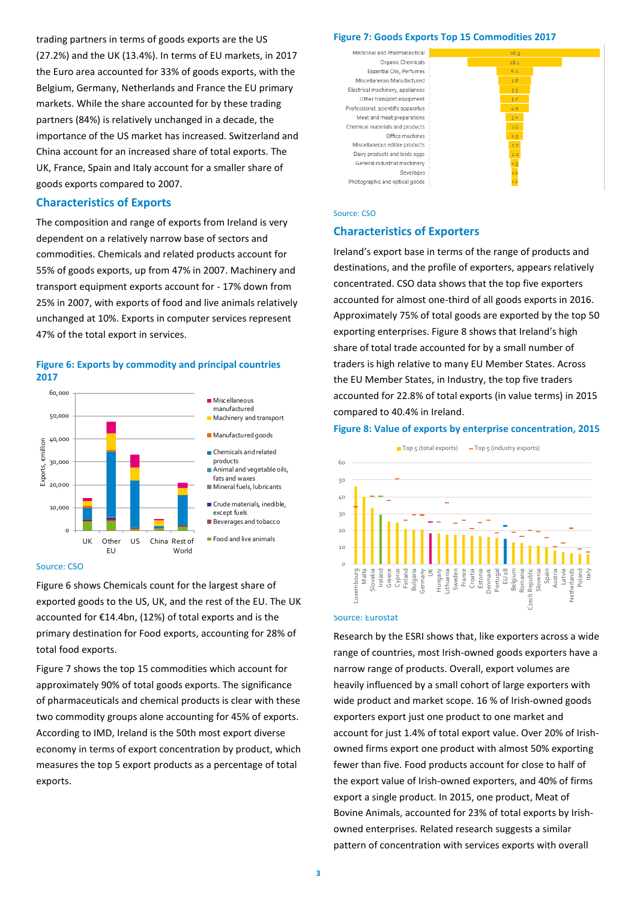trading partners in terms of goods exports are the US (27.2%) and the UK (13.4%). In terms of EU markets, in 2017 the Euro area accounted for 33% of goods exports, with the Belgium, Germany, Netherlands and France the EU primary markets. While the share accounted for by these trading partners (84%) is relatively unchanged in a decade, the importance of the US market has increased. Switzerland and China account for an increased share of total exports. The UK, France, Spain and Italy account for a smaller share of goods exports compared to 2007.

## Characteristics of Exports

The composition and range of exports from Ireland is very dependent on a relatively narrow base of sectors and commodities. Chemicals and related products account for 55% of goods exports, up from 47% in 2007. Machinery and transport equipment exports account for - 17% down from 25% in 2007, with exports of food and live animals relatively unchanged at 10%. Exports in computer services represent 47% of the total export in services.

**Figure 6: Exports by commodity and principal countries 2017**

Source: CSO

Figure 6 shows Chemicals count for the largest share of exported goods to the US, UK, and the rest of the EU. The UK accounted for €14.4bn, (12%) of total exports and is the primary destination for Food exports, accounting for 28% of total food exports.

Figure 7 shows the top 15 commodities which account for approximately 90% of total goods exports. The significance of pharmaceuticals and chemical products is clear with these two commodity groups alone accounting for 45% of exports. According to IMD, Ireland is the 50th most export diverse economy in terms of export concentration by product, which measures the top 5 export products as a percentage of total exports.

**Figure 7: Goods Exports Top 15 Commodities 2017**

Source: CSO

## Characteristics of Exporters

Ireland's export base in terms of the range of products and destinations, and the profile of exporters, appears relatively concentrated. CSO data shows that the top five exporters accounted for almost one-third of all goods exports in 2016. Approximately 75% of total goods are exported by the top 50 exporting enterprises. Figure 8 shows that Ireland's high share of total trade accounted for by a small number of traders is high relative to many EU Member States. Across the EU Member States, in Industry, the top five traders accounted for 22.8% of total exports (in value terms) in 2015 compared to 40.4% in Ireland.

**Figure 8: Value of exports by enterprise concentration, 2015**

Source: Eurostat

Research by the ESRI shows that, like exporters across a wide range of countries, most Irish-owned goods exporters have a narrow range of products. Overall, export volumes are heavily influenced by a small cohort of large exporters with wide product and market scope. 16 % of Irish-owned goods exporters export just one product to one market and account for just 1.4% of total export value. Over 20% of Irish-owned firms export one product with almost 50% exporting fewer than five. Food products account for close to half of the export value of Irish-owned exporters, and 40% of firms export a single product. In 2015, one product, Meat of Bovine Animals, accounted for 23% of total exports by Irish-owned enterprises. Related research suggests a similar pattern of concentration with services exports with overall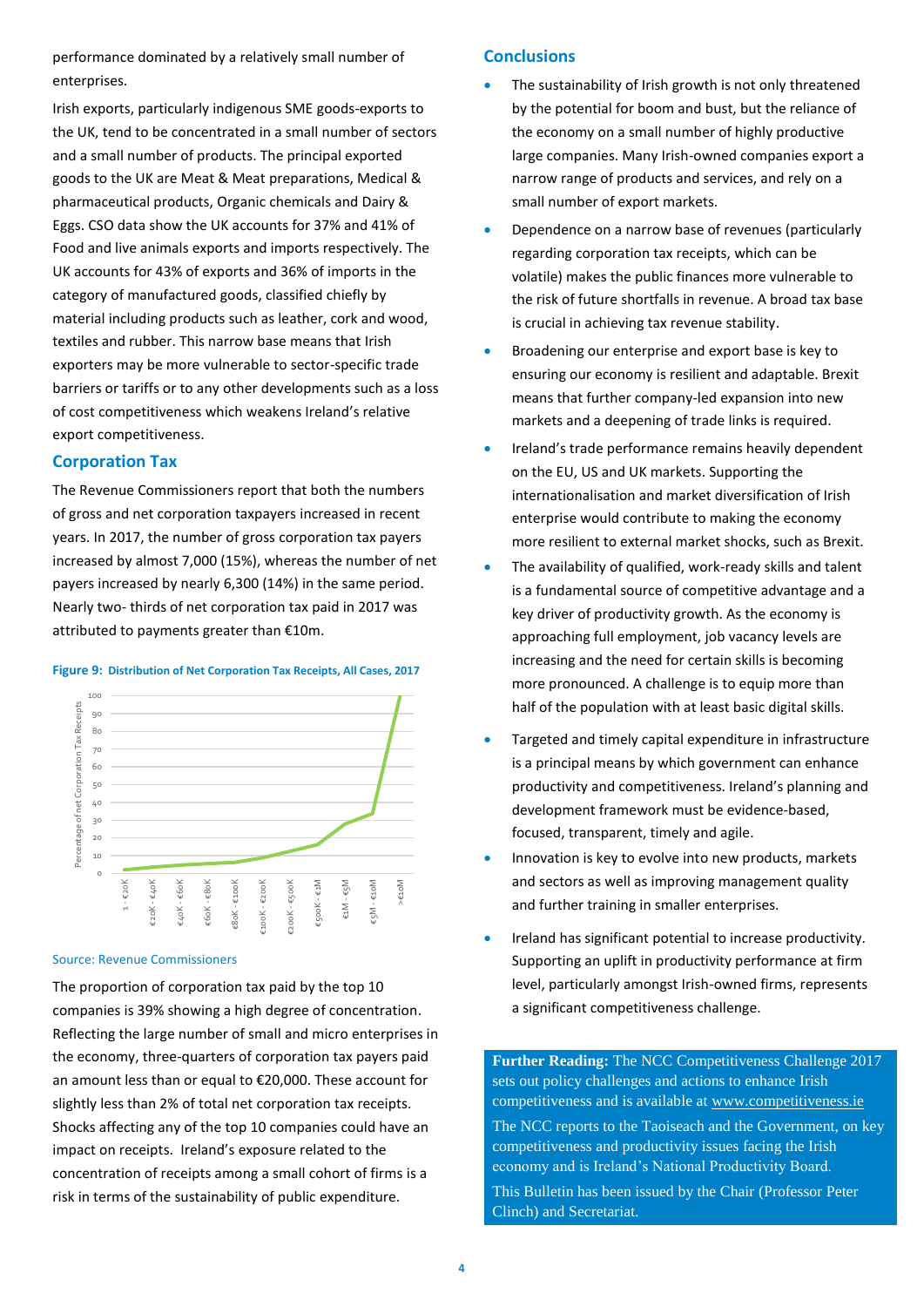performance dominated by a relatively small number of enterprises.

Irish exports, particularly indigenous SME goods-exports to the UK, tend to be concentrated in a small number of sectors and a small number of products. The principal exported goods to the UK are Meat & Meat preparations, Medical & pharmaceutical products, Organic chemicals and Dairy & Eggs. CSO data show the UK accounts for 37% and 41% of Food and live animals exports and imports respectively. The UK accounts for 43% of exports and 36% of imports in the category of manufactured goods, classified chiefly by material including products such as leather, cork and wood, textiles and rubber. This narrow base means that Irish exporters may be more vulnerable to sector-specific trade barriers or tariffs or to any other developments such as a loss of cost competitiveness which weakens Ireland's relative export competitiveness.

## Corporation Tax

The Revenue Commissioners report that both the numbers of gross and net corporation taxpayers increased in recent years. In 2017, the number of gross corporation tax payers increased by almost 7,000 (15%), whereas the number of net payers increased by nearly 6,300 (14%) in the same period. Nearly two- thirds of net corporation tax paid in 2017 was attributed to payments greater than €10m.

**Figure 9: Distribution of Net Corporation Tax Receipts, All Cases, 2017**

Percentage of net Corporation Tax Receipts

100
90
80
70
60
50
40
30
20
10
0

1 - €20K
€20K - €40K
€40K - €60K
€60K - €80K
€80K - €100K
€100K - €200K
€200K - €500K
€500K - €1M
€1M - €5M
€5M - €10M
>€10M

Source: Revenue Commissioners

The proportion of corporation tax paid by the top 10 companies is 39% showing a high degree of concentration. Reflecting the large number of small and micro enterprises in the economy, three-quarters of corporation tax payers paid an amount less than or equal to €20,000. These account for slightly less than 2% of total net corporation tax receipts. Shocks affecting any of the top 10 companies could have an impact on receipts. Ireland's exposure related to the concentration of receipts among a small cohort of firms is a risk in terms of the sustainability of public expenditure.

## Conclusions

- The sustainability of Irish growth is not only threatened by the potential for boom and bust, but the reliance of the economy on a small number of highly productive large companies. Many Irish-owned companies export a narrow range of products and services, and rely on a small number of export markets.
- Dependence on a narrow base of revenues (particularly regarding corporation tax receipts, which can be volatile) makes the public finances more vulnerable to the risk of future shortfalls in revenue. A broad tax base is crucial in achieving tax revenue stability.
- Broadening our enterprise and export base is key to ensuring our economy is resilient and adaptable. Brexit means that further company-led expansion into new markets and a deepening of trade links is required.
- Ireland's trade performance remains heavily dependent on the EU, US and UK markets. Supporting the internationalisation and market diversification of Irish enterprise would contribute to making the economy more resilient to external market shocks, such as Brexit.
- The availability of qualified, work-ready skills and talent is a fundamental source of competitive advantage and a key driver of productivity growth. As the economy is approaching full employment, job vacancy levels are increasing and the need for certain skills is becoming more pronounced. A challenge is to equip more than half of the population with at least basic digital skills.
- Targeted and timely capital expenditure in infrastructure is a principal means by which government can enhance productivity and competitiveness. Ireland's planning and development framework must be evidence-based, focused, transparent, timely and agile.
- Innovation is key to evolve into new products, markets and sectors as well as improving management quality and further training in smaller enterprises.
- Ireland has significant potential to increase productivity. Supporting an uplift in productivity performance at firm level, particularly amongst Irish-owned firms, represents a significant competitiveness challenge.

**Further Reading:** The NCC Competitiveness Challenge 2017 sets out policy challenges and actions to enhance Irish competitiveness and is available at www.competitiveness.ie

The NCC reports to the Taoiseach and the Government, on key competitiveness and productivity issues facing the Irish economy and is Ireland's National Productivity Board.

This Bulletin has been issued by the Chair (Professor Peter Clinch) and Secretariat.